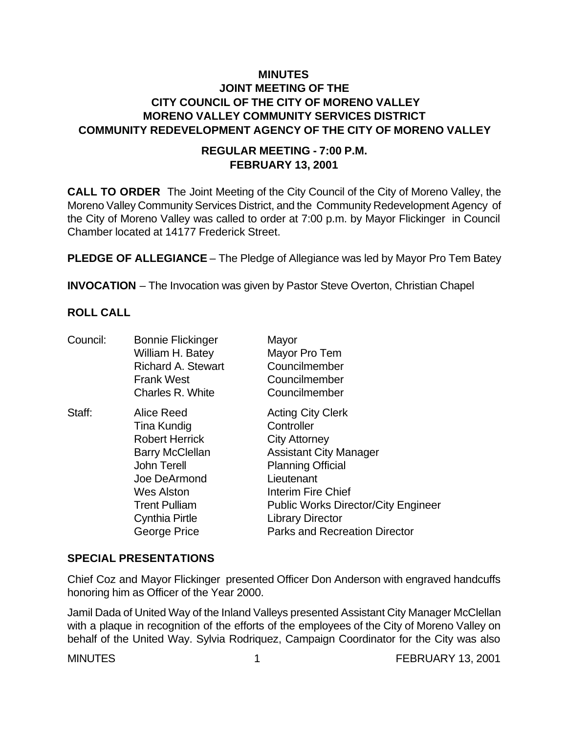# MINUTES

## JOINT MEETING OF THE CITY COUNCIL OF THE CITY OF MORENO VALLEY MORENO VALLEY COMMUNITY SERVICES DISTRICT COMMUNITY REDEVELOPMENT AGENCY OF THE CITY OF MORENO VALLEY

### REGULAR MEETING - 7:00 P.M. FEBRUARY 13, 2001

**CALL TO ORDER** The Joint Meeting of the City Council of the City of Moreno Valley, the Moreno Valley Community Services District, and the Community Redevelopment Agency of the City of Moreno Valley was called to order at 7:00 p.m. by Mayor Flickinger in Council Chamber located at 14177 Frederick Street.

**PLEDGE OF ALLEGIANCE** – The Pledge of Allegiance was led by Mayor Pro Tem Batey

**INVOCATION** – The Invocation was given by Pastor Steve Overton, Christian Chapel

**ROLL CALL**

| | | |
|---|---|---|
| Council: | Bonnie Flickinger | Mayor |
| | William H. Batey | Mayor Pro Tem |
| | Richard A. Stewart | Councilmember |
| | Frank West | Councilmember |
| | Charles R. White | Councilmember |
| Staff: | Alice Reed | Acting City Clerk |
| | Tina Kundig | Controller |
| | Robert Herrick | City Attorney |
| | Barry McClellan | Assistant City Manager |
| | John Terell | Planning Official |
| | Joe DeArmond | Lieutenant |
| | Wes Alston | Interim Fire Chief |
| | Trent Pulliam | Public Works Director/City Engineer |
| | Cynthia Pirtle | Library Director |
| | George Price | Parks and Recreation Director |

**SPECIAL PRESENTATIONS**

Chief Coz and Mayor Flickinger presented Officer Don Anderson with engraved handcuffs honoring him as Officer of the Year 2000.

Jamil Dada of United Way of the Inland Valleys presented Assistant City Manager McClellan with a plaque in recognition of the efforts of the employees of the City of Moreno Valley on behalf of the United Way. Sylvia Rodriquez, Campaign Coordinator for the City was also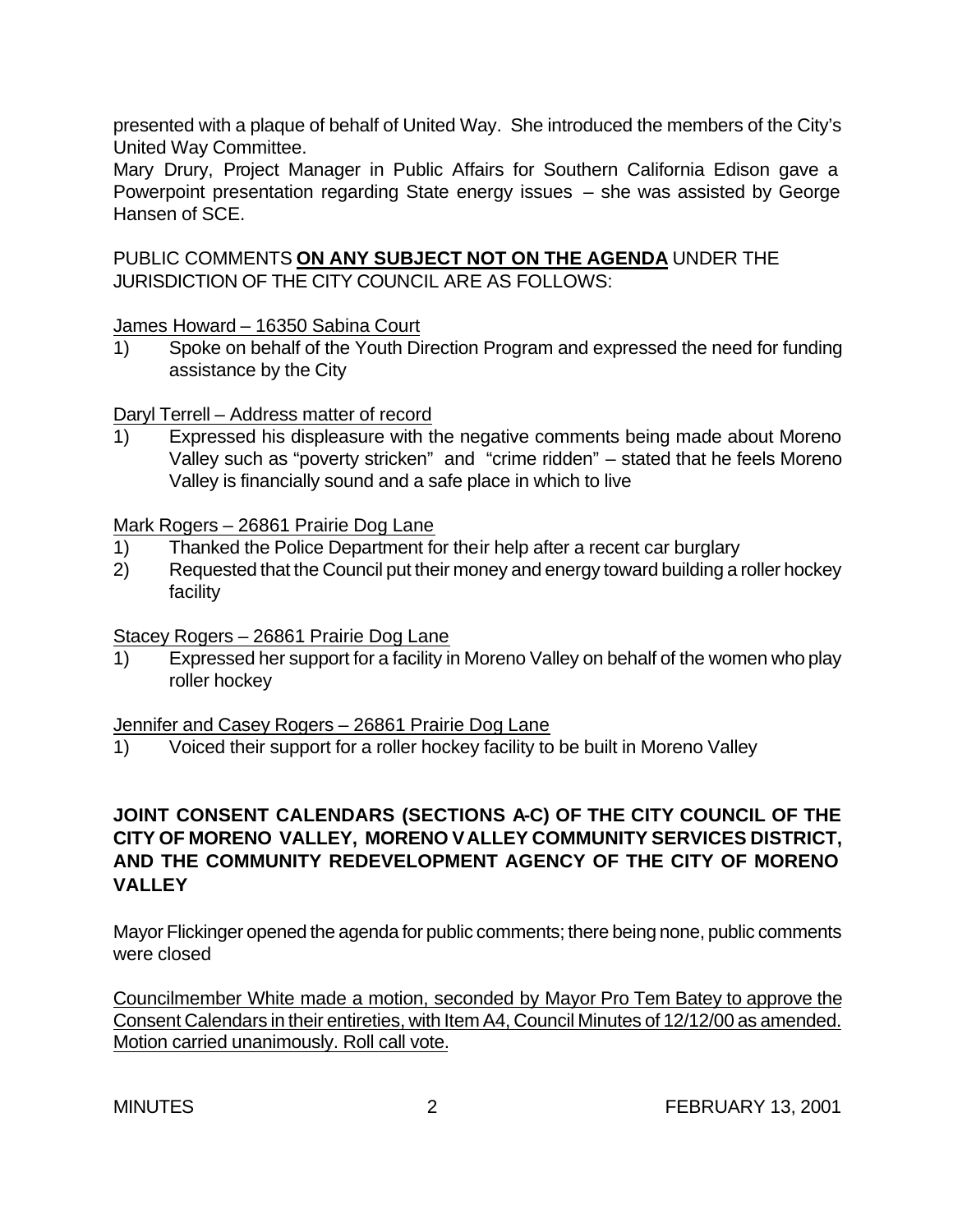presented with a plaque of behalf of United Way. She introduced the members of the City's United Way Committee.

Mary Drury, Project Manager in Public Affairs for Southern California Edison gave a Powerpoint presentation regarding State energy issues – she was assisted by George Hansen of SCE.

PUBLIC COMMENTS **ON ANY SUBJECT NOT ON THE AGENDA** UNDER THE JURISDICTION OF THE CITY COUNCIL ARE AS FOLLOWS:

James Howard – 16350 Sabina Court

1) Spoke on behalf of the Youth Direction Program and expressed the need for funding assistance by the City

Daryl Terrell – Address matter of record

1) Expressed his displeasure with the negative comments being made about Moreno Valley such as "poverty stricken" and "crime ridden" – stated that he feels Moreno Valley is financially sound and a safe place in which to live

Mark Rogers – 26861 Prairie Dog Lane

1) Thanked the Police Department for their help after a recent car burglary
2) Requested that the Council put their money and energy toward building a roller hockey facility

Stacey Rogers – 26861 Prairie Dog Lane

1) Expressed her support for a facility in Moreno Valley on behalf of the women who play roller hockey

Jennifer and Casey Rogers – 26861 Prairie Dog Lane

1) Voiced their support for a roller hockey facility to be built in Moreno Valley

**JOINT CONSENT CALENDARS (SECTIONS A-C) OF THE CITY COUNCIL OF THE CITY OF MORENO VALLEY, MORENO VALLEY COMMUNITY SERVICES DISTRICT, AND THE COMMUNITY REDEVELOPMENT AGENCY OF THE CITY OF MORENO VALLEY**

Mayor Flickinger opened the agenda for public comments; there being none, public comments were closed

Councilmember White made a motion, seconded by Mayor Pro Tem Batey to approve the Consent Calendars in their entireties, with Item A4, Council Minutes of 12/12/00 as amended. Motion carried unanimously. Roll call vote.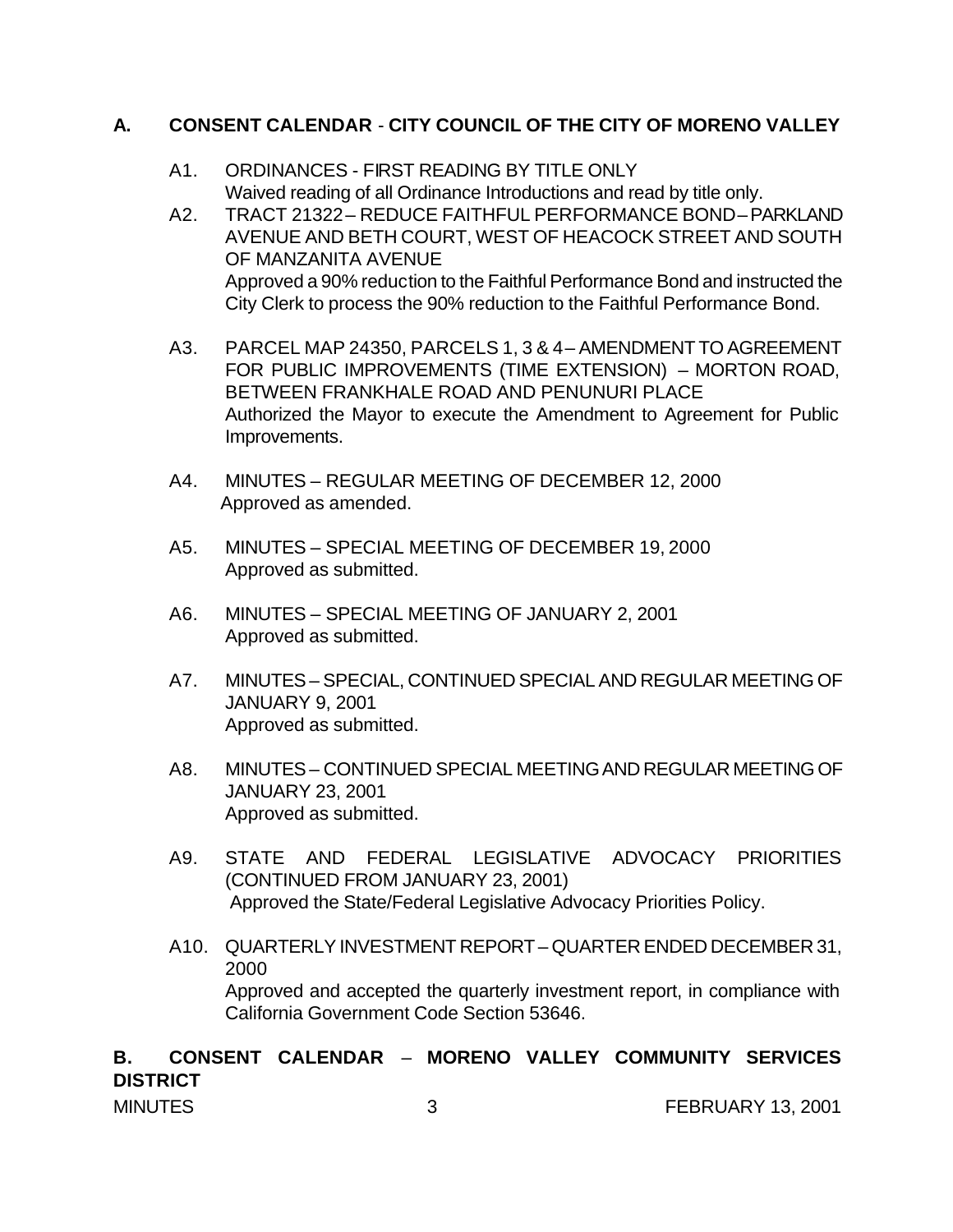## A. CONSENT CALENDAR - CITY COUNCIL OF THE CITY OF MORENO VALLEY

A1. ORDINANCES - FIRST READING BY TITLE ONLY
Waived reading of all Ordinance Introductions and read by title only.

A2. TRACT 21322 – REDUCE FAITHFUL PERFORMANCE BOND – PARKLAND AVENUE AND BETH COURT, WEST OF HEACOCK STREET AND SOUTH OF MANZANITA AVENUE
Approved a 90% reduction to the Faithful Performance Bond and instructed the City Clerk to process the 90% reduction to the Faithful Performance Bond.

A3. PARCEL MAP 24350, PARCELS 1, 3 & 4 – AMENDMENT TO AGREEMENT FOR PUBLIC IMPROVEMENTS (TIME EXTENSION) – MORTON ROAD, BETWEEN FRANKHALE ROAD AND PENUNURI PLACE
Authorized the Mayor to execute the Amendment to Agreement for Public Improvements.

A4. MINUTES – REGULAR MEETING OF DECEMBER 12, 2000
Approved as amended.

A5. MINUTES – SPECIAL MEETING OF DECEMBER 19, 2000
Approved as submitted.

A6. MINUTES – SPECIAL MEETING OF JANUARY 2, 2001
Approved as submitted.

A7. MINUTES – SPECIAL, CONTINUED SPECIAL AND REGULAR MEETING OF JANUARY 9, 2001
Approved as submitted.

A8. MINUTES – CONTINUED SPECIAL MEETING AND REGULAR MEETING OF JANUARY 23, 2001
Approved as submitted.

A9. STATE AND FEDERAL LEGISLATIVE ADVOCACY PRIORITIES (CONTINUED FROM JANUARY 23, 2001)
Approved the State/Federal Legislative Advocacy Priorities Policy.

A10. QUARTERLY INVESTMENT REPORT – QUARTER ENDED DECEMBER 31, 2000
Approved and accepted the quarterly investment report, in compliance with California Government Code Section 53646.

## B. CONSENT CALENDAR – MORENO VALLEY COMMUNITY SERVICES DISTRICT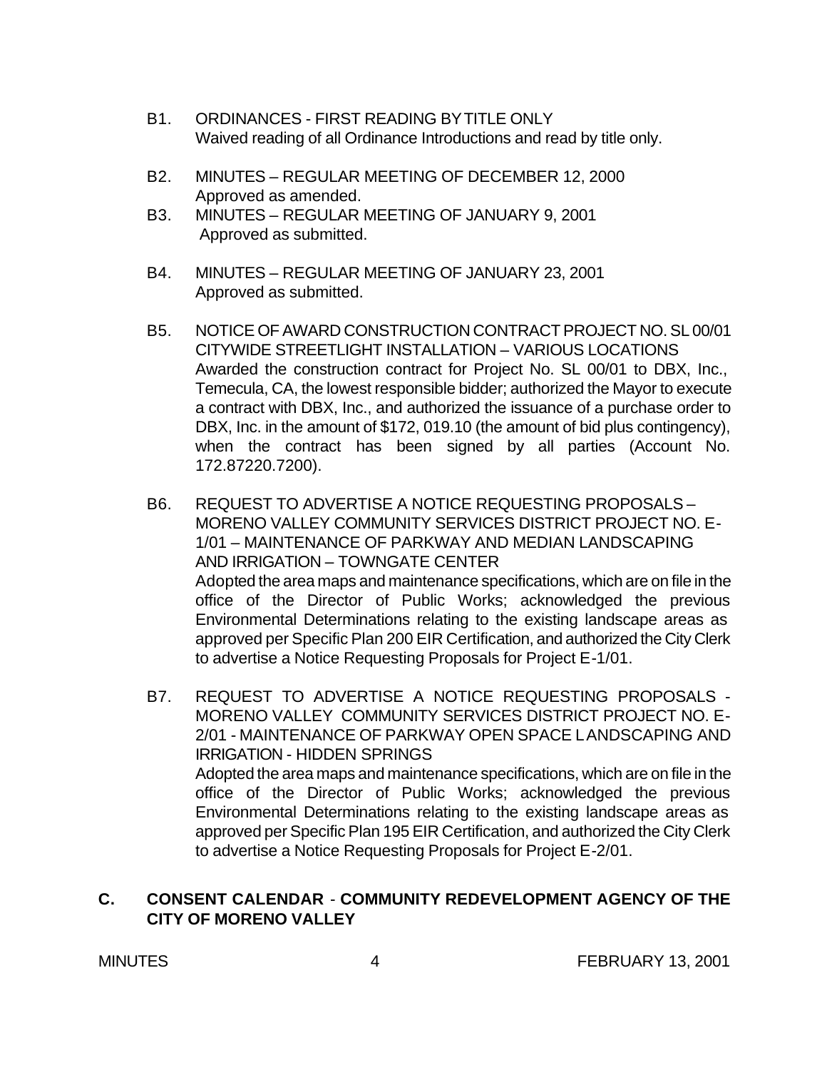B1. ORDINANCES - FIRST READING BY TITLE ONLY
Waived reading of all Ordinance Introductions and read by title only.

B2. MINUTES – REGULAR MEETING OF DECEMBER 12, 2000
Approved as amended.

B3. MINUTES – REGULAR MEETING OF JANUARY 9, 2001
Approved as submitted.

B4. MINUTES – REGULAR MEETING OF JANUARY 23, 2001
Approved as submitted.

B5. NOTICE OF AWARD CONSTRUCTION CONTRACT PROJECT NO. SL 00/01 CITYWIDE STREETLIGHT INSTALLATION – VARIOUS LOCATIONS
Awarded the construction contract for Project No. SL 00/01 to DBX, Inc., Temecula, CA, the lowest responsible bidder; authorized the Mayor to execute a contract with DBX, Inc., and authorized the issuance of a purchase order to DBX, Inc. in the amount of $172, 019.10 (the amount of bid plus contingency), when the contract has been signed by all parties (Account No. 172.87220.7200).

B6. REQUEST TO ADVERTISE A NOTICE REQUESTING PROPOSALS – MORENO VALLEY COMMUNITY SERVICES DISTRICT PROJECT NO. E-1/01 – MAINTENANCE OF PARKWAY AND MEDIAN LANDSCAPING AND IRRIGATION – TOWNGATE CENTER
Adopted the area maps and maintenance specifications, which are on file in the office of the Director of Public Works; acknowledged the previous Environmental Determinations relating to the existing landscape areas as approved per Specific Plan 200 EIR Certification, and authorized the City Clerk to advertise a Notice Requesting Proposals for Project E-1/01.

B7. REQUEST TO ADVERTISE A NOTICE REQUESTING PROPOSALS - MORENO VALLEY COMMUNITY SERVICES DISTRICT PROJECT NO. E-2/01 - MAINTENANCE OF PARKWAY OPEN SPACE LANDSCAPING AND IRRIGATION - HIDDEN SPRINGS
Adopted the area maps and maintenance specifications, which are on file in the office of the Director of Public Works; acknowledged the previous Environmental Determinations relating to the existing landscape areas as approved per Specific Plan 195 EIR Certification, and authorized the City Clerk to advertise a Notice Requesting Proposals for Project E-2/01.

## C. CONSENT CALENDAR - COMMUNITY REDEVELOPMENT AGENCY OF THE CITY OF MORENO VALLEY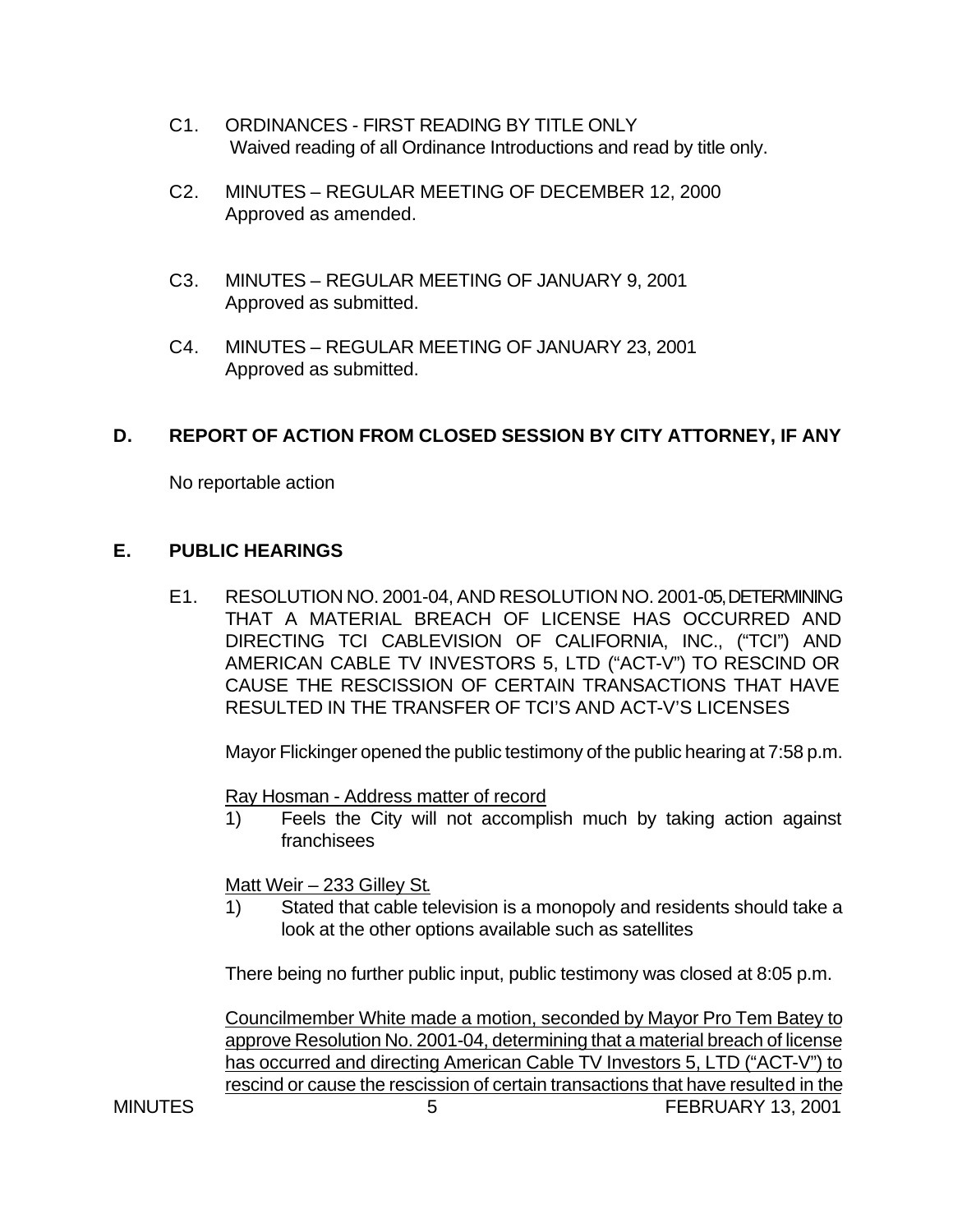C1. ORDINANCES - FIRST READING BY TITLE ONLY
Waived reading of all Ordinance Introductions and read by title only.

C2. MINUTES – REGULAR MEETING OF DECEMBER 12, 2000
Approved as amended.

C3. MINUTES – REGULAR MEETING OF JANUARY 9, 2001
Approved as submitted.

C4. MINUTES – REGULAR MEETING OF JANUARY 23, 2001
Approved as submitted.

## D. REPORT OF ACTION FROM CLOSED SESSION BY CITY ATTORNEY, IF ANY

No reportable action

## E. PUBLIC HEARINGS

E1. RESOLUTION NO. 2001-04, AND RESOLUTION NO. 2001-05, DETERMINING THAT A MATERIAL BREACH OF LICENSE HAS OCCURRED AND DIRECTING TCI CABLEVISION OF CALIFORNIA, INC., ("TCI") AND AMERICAN CABLE TV INVESTORS 5, LTD ("ACT-V") TO RESCIND OR CAUSE THE RESCISSION OF CERTAIN TRANSACTIONS THAT HAVE RESULTED IN THE TRANSFER OF TCI'S AND ACT-V'S LICENSES

Mayor Flickinger opened the public testimony of the public hearing at 7:58 p.m.

Ray Hosman - Address matter of record

1) Feels the City will not accomplish much by taking action against franchisees

Matt Weir – 233 Gilley St.

1) Stated that cable television is a monopoly and residents should take a look at the other options available such as satellites

There being no further public input, public testimony was closed at 8:05 p.m.

Councilmember White made a motion, seconded by Mayor Pro Tem Batey to approve Resolution No. 2001-04, determining that a material breach of license has occurred and directing American Cable TV Investors 5, LTD ("ACT-V") to rescind or cause the rescission of certain transactions that have resulted in the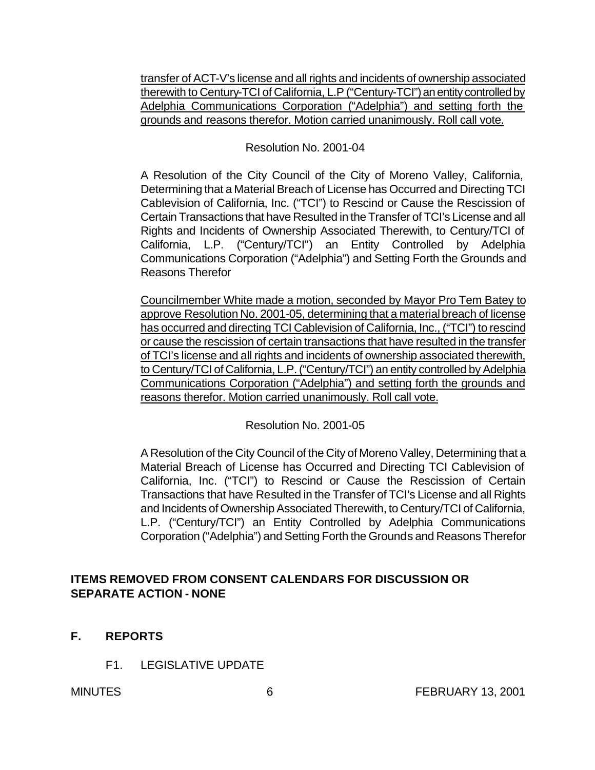transfer of ACT-V's license and all rights and incidents of ownership associated therewith to Century-TCI of California, L.P ("Century-TCI") an entity controlled by Adelphia Communications Corporation ("Adelphia") and setting forth the grounds and reasons therefor. Motion carried unanimously. Roll call vote.

Resolution No. 2001-04

A Resolution of the City Council of the City of Moreno Valley, California, Determining that a Material Breach of License has Occurred and Directing TCI Cablevision of California, Inc. ("TCI") to Rescind or Cause the Rescission of Certain Transactions that have Resulted in the Transfer of TCI's License and all Rights and Incidents of Ownership Associated Therewith, to Century/TCI of California, L.P. ("Century/TCI") an Entity Controlled by Adelphia Communications Corporation ("Adelphia") and Setting Forth the Grounds and Reasons Therefor

Councilmember White made a motion, seconded by Mayor Pro Tem Batey to approve Resolution No. 2001-05, determining that a material breach of license has occurred and directing TCI Cablevision of California, Inc., ("TCI") to rescind or cause the rescission of certain transactions that have resulted in the transfer of TCI's license and all rights and incidents of ownership associated therewith, to Century/TCI of California, L.P. ("Century/TCI") an entity controlled by Adelphia Communications Corporation ("Adelphia") and setting forth the grounds and reasons therefor. Motion carried unanimously. Roll call vote.

Resolution No. 2001-05

A Resolution of the City Council of the City of Moreno Valley, Determining that a Material Breach of License has Occurred and Directing TCI Cablevision of California, Inc. ("TCI") to Rescind or Cause the Rescission of Certain Transactions that have Resulted in the Transfer of TCI's License and all Rights and Incidents of Ownership Associated Therewith, to Century/TCI of California, L.P. ("Century/TCI") an Entity Controlled by Adelphia Communications Corporation ("Adelphia") and Setting Forth the Grounds and Reasons Therefor

**ITEMS REMOVED FROM CONSENT CALENDARS FOR DISCUSSION OR SEPARATE ACTION - NONE**

## F. REPORTS

F1. LEGISLATIVE UPDATE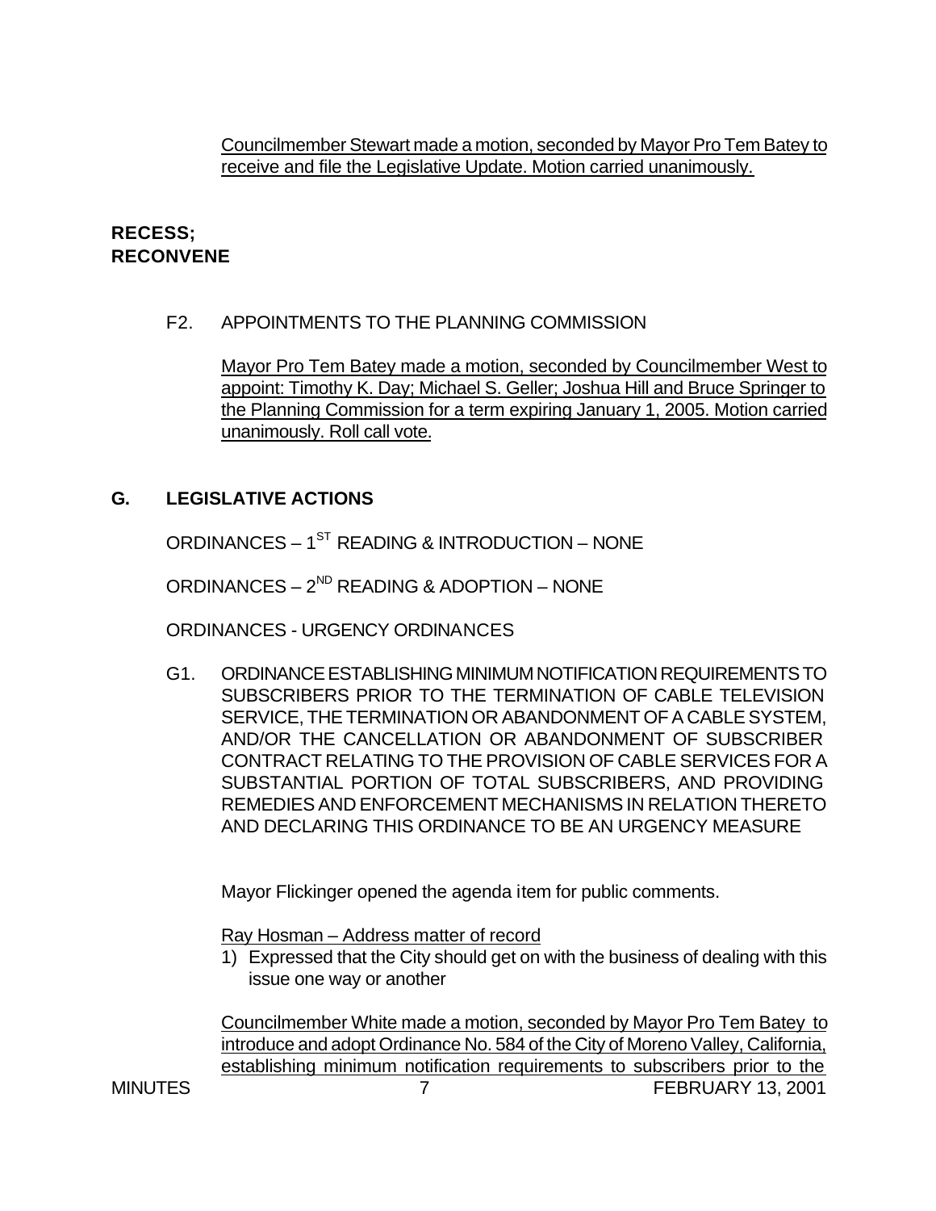Councilmember Stewart made a motion, seconded by Mayor Pro Tem Batey to receive and file the Legislative Update. Motion carried unanimously.

**RECESS;**
**RECONVENE**

F2. APPOINTMENTS TO THE PLANNING COMMISSION

Mayor Pro Tem Batey made a motion, seconded by Councilmember West to appoint: Timothy K. Day; Michael S. Geller; Joshua Hill and Bruce Springer to the Planning Commission for a term expiring January 1, 2005. Motion carried unanimously. Roll call vote.

## G. LEGISLATIVE ACTIONS

ORDINANCES – 1ST READING & INTRODUCTION – NONE

ORDINANCES – 2ND READING & ADOPTION – NONE

ORDINANCES - URGENCY ORDINANCES

G1. ORDINANCE ESTABLISHING MINIMUM NOTIFICATION REQUIREMENTS TO SUBSCRIBERS PRIOR TO THE TERMINATION OF CABLE TELEVISION SERVICE, THE TERMINATION OR ABANDONMENT OF A CABLE SYSTEM, AND/OR THE CANCELLATION OR ABANDONMENT OF SUBSCRIBER CONTRACT RELATING TO THE PROVISION OF CABLE SERVICES FOR A SUBSTANTIAL PORTION OF TOTAL SUBSCRIBERS, AND PROVIDING REMEDIES AND ENFORCEMENT MECHANISMS IN RELATION THERETO AND DECLARING THIS ORDINANCE TO BE AN URGENCY MEASURE

Mayor Flickinger opened the agenda item for public comments.

Ray Hosman – Address matter of record

1) Expressed that the City should get on with the business of dealing with this issue one way or another

Councilmember White made a motion, seconded by Mayor Pro Tem Batey to introduce and adopt Ordinance No. 584 of the City of Moreno Valley, California, establishing minimum notification requirements to subscribers prior to the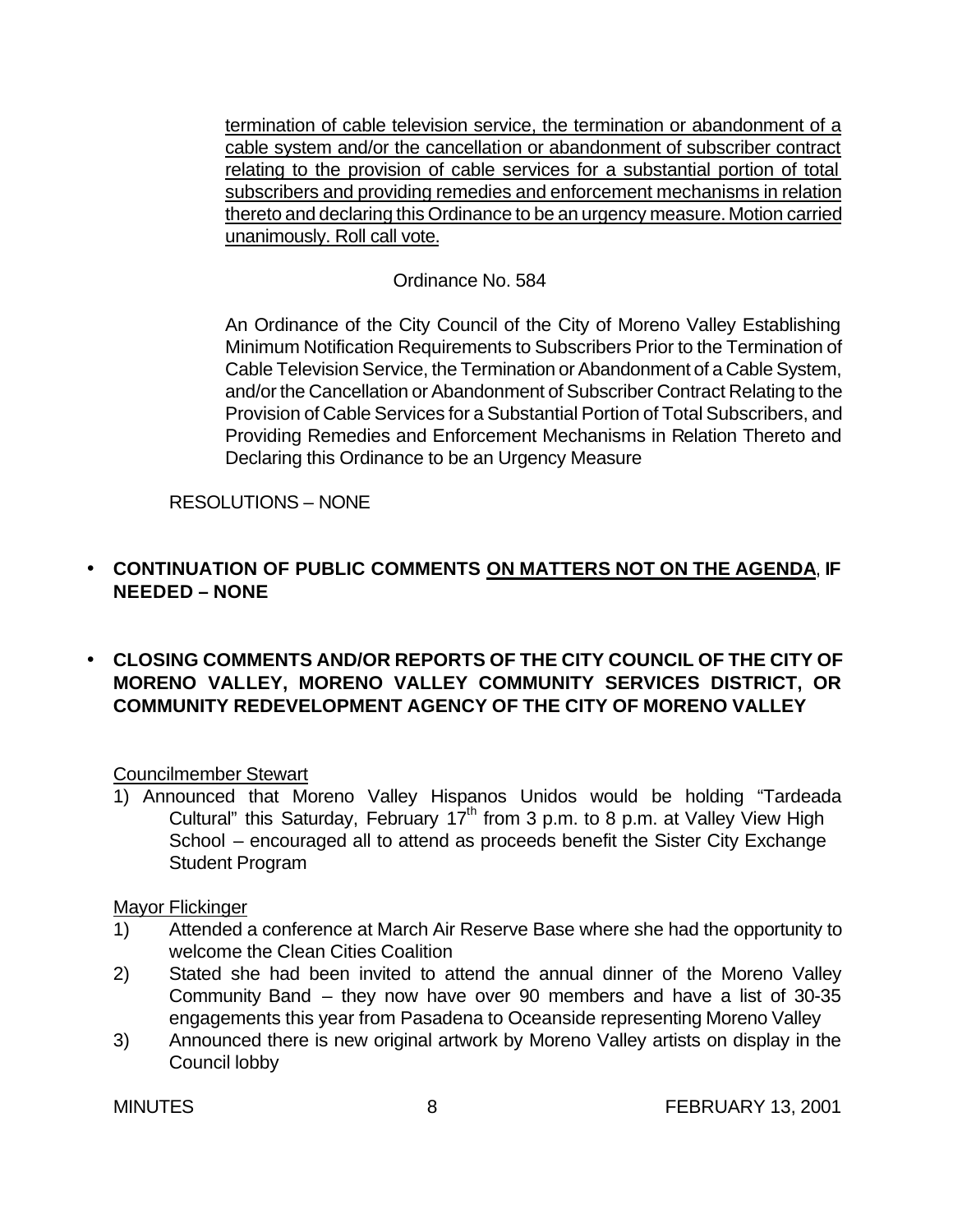termination of cable television service, the termination or abandonment of a cable system and/or the cancellation or abandonment of subscriber contract relating to the provision of cable services for a substantial portion of total subscribers and providing remedies and enforcement mechanisms in relation thereto and declaring this Ordinance to be an urgency measure. Motion carried unanimously. Roll call vote.

Ordinance No. 584

An Ordinance of the City Council of the City of Moreno Valley Establishing Minimum Notification Requirements to Subscribers Prior to the Termination of Cable Television Service, the Termination or Abandonment of a Cable System, and/or the Cancellation or Abandonment of Subscriber Contract Relating to the Provision of Cable Services for a Substantial Portion of Total Subscribers, and Providing Remedies and Enforcement Mechanisms in Relation Thereto and Declaring this Ordinance to be an Urgency Measure

RESOLUTIONS – NONE

- **CONTINUATION OF PUBLIC COMMENTS ON MATTERS NOT ON THE AGENDA, IF NEEDED – NONE**

- **CLOSING COMMENTS AND/OR REPORTS OF THE CITY COUNCIL OF THE CITY OF MORENO VALLEY, MORENO VALLEY COMMUNITY SERVICES DISTRICT, OR COMMUNITY REDEVELOPMENT AGENCY OF THE CITY OF MORENO VALLEY**

Councilmember Stewart

1) Announced that Moreno Valley Hispanos Unidos would be holding "Tardeada Cultural" this Saturday, February 17th from 3 p.m. to 8 p.m. at Valley View High School – encouraged all to attend as proceeds benefit the Sister City Exchange Student Program

Mayor Flickinger

1) Attended a conference at March Air Reserve Base where she had the opportunity to welcome the Clean Cities Coalition
2) Stated she had been invited to attend the annual dinner of the Moreno Valley Community Band – they now have over 90 members and have a list of 30-35 engagements this year from Pasadena to Oceanside representing Moreno Valley
3) Announced there is new original artwork by Moreno Valley artists on display in the Council lobby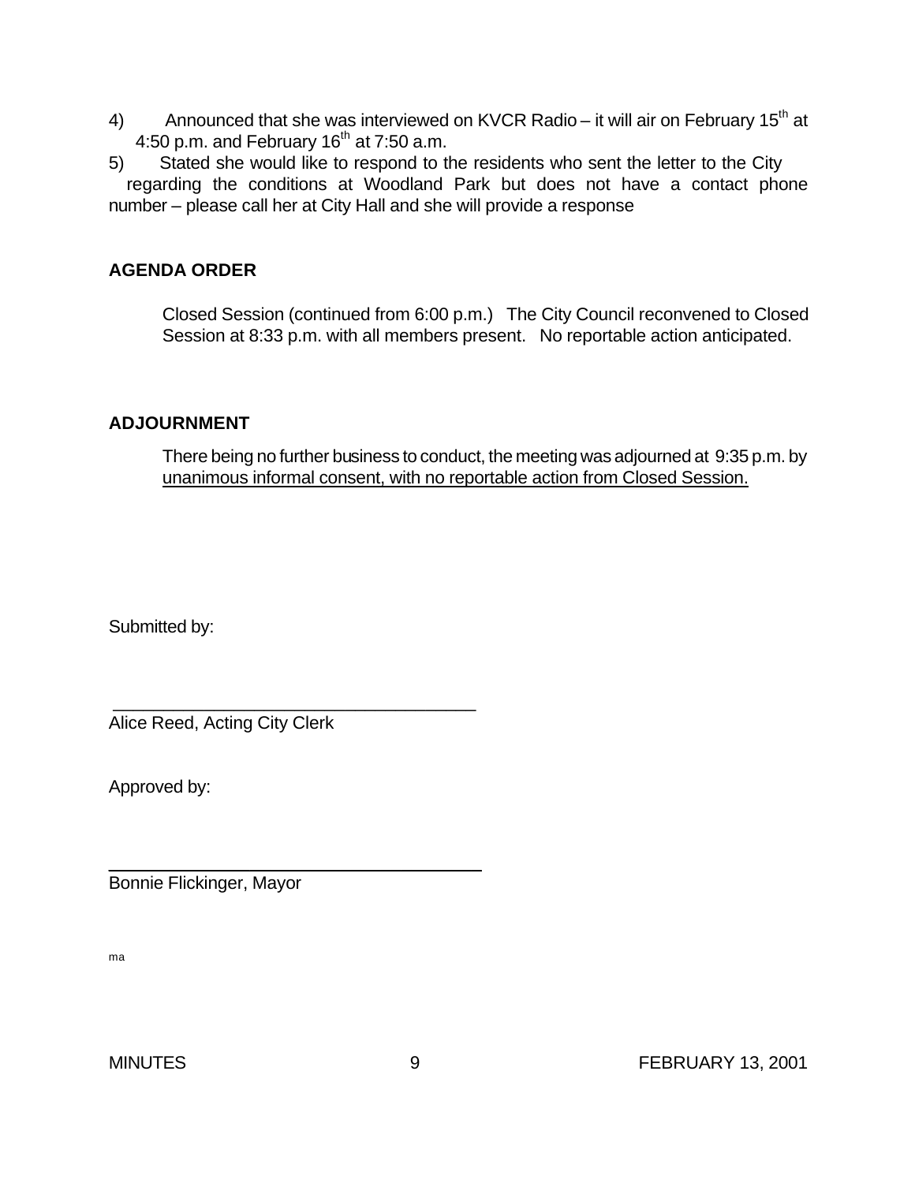4) Announced that she was interviewed on KVCR Radio – it will air on February 15th at 4:50 p.m. and February 16th at 7:50 a.m.

5) Stated she would like to respond to the residents who sent the letter to the City regarding the conditions at Woodland Park but does not have a contact phone number – please call her at City Hall and she will provide a response

**AGENDA ORDER**

Closed Session (continued from 6:00 p.m.) The City Council reconvened to Closed Session at 8:33 p.m. with all members present. No reportable action anticipated.

**ADJOURNMENT**

There being no further business to conduct, the meeting was adjourned at 9:35 p.m. by unanimous informal consent, with no reportable action from Closed Session.

Submitted by:

\_\_\_\_\_\_\_\_\_\_\_\_\_\_\_\_\_\_\_\_\_\_\_\_\_\_\_\_\_\_\_\_\_\_\_\_
Alice Reed, Acting City Clerk

Approved by:

\_\_\_\_\_\_\_\_\_\_\_\_\_\_\_\_\_\_\_\_\_\_\_\_\_\_\_\_\_\_\_\_\_\_\_\_
Bonnie Flickinger, Mayor

ma